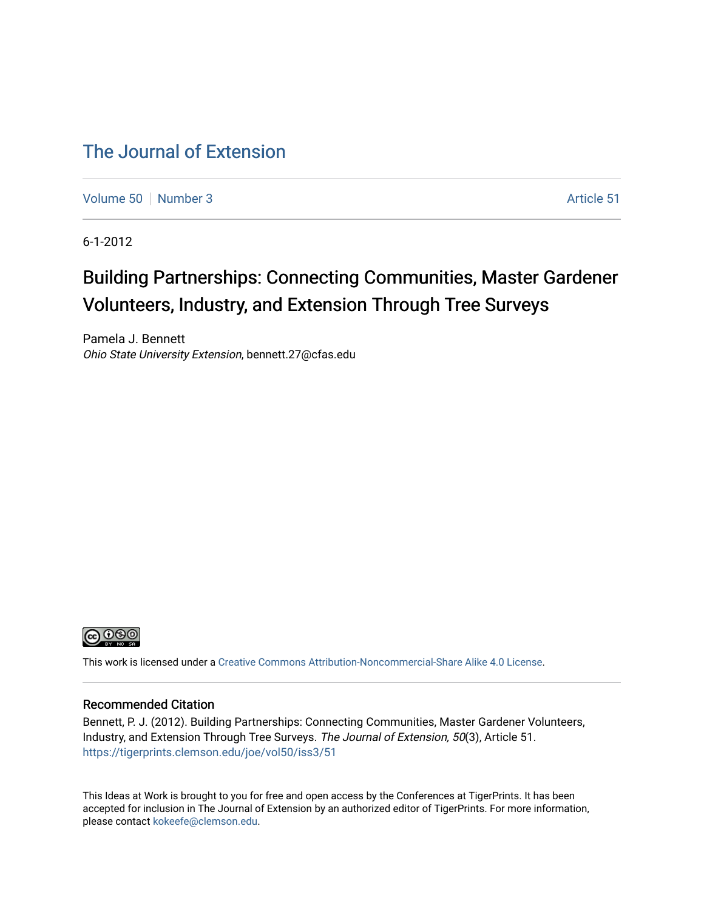# The Journal of Extension

Volume 50 | Number 3 | Article 51

6-1-2012

## Building Partnerships: Connecting Communities, Master Gardener Volunteers, Industry, and Extension Through Tree Surveys

Pamela J. Bennett
*Ohio State University Extension*, bennett.27@cfas.edu

This work is licensed under a Creative Commons Attribution-Noncommercial-Share Alike 4.0 License.

### Recommended Citation

Bennett, P. J. (2012). Building Partnerships: Connecting Communities, Master Gardener Volunteers, Industry, and Extension Through Tree Surveys. *The Journal of Extension, 50*(3), Article 51. https://tigerprints.clemson.edu/joe/vol50/iss3/51

This Ideas at Work is brought to you for free and open access by the Conferences at TigerPrints. It has been accepted for inclusion in The Journal of Extension by an authorized editor of TigerPrints. For more information, please contact kokeefe@clemson.edu.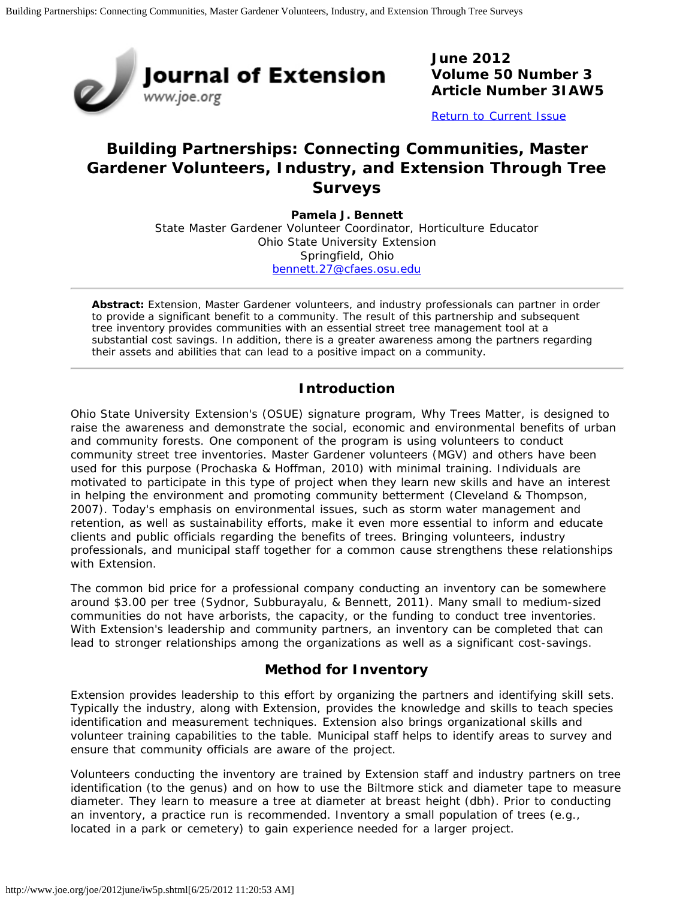# Building Partnerships: Connecting Communities, Master Gardener Volunteers, Industry, and Extension Through Tree Surveys

**June 2012**
**Volume 50 Number 3**
**Article Number 3IAW5**

Return to Current Issue

**Pamela J. Bennett**
State Master Gardener Volunteer Coordinator, Horticulture Educator
Ohio State University Extension
Springfield, Ohio
bennett.27@cfaes.osu.edu

---

**Abstract:** Extension, Master Gardener volunteers, and industry professionals can partner in order to provide a significant benefit to a community. The result of this partnership and subsequent tree inventory provides communities with an essential street tree management tool at a substantial cost savings. In addition, there is a greater awareness among the partners regarding their assets and abilities that can lead to a positive impact on a community.

---

## Introduction

Ohio State University Extension's (OSUE) signature program, Why Trees Matter, is designed to raise the awareness and demonstrate the social, economic and environmental benefits of urban and community forests. One component of the program is using volunteers to conduct community street tree inventories. Master Gardener volunteers (MGV) and others have been used for this purpose (Prochaska & Hoffman, 2010) with minimal training. Individuals are motivated to participate in this type of project when they learn new skills and have an interest in helping the environment and promoting community betterment (Cleveland & Thompson, 2007). Today's emphasis on environmental issues, such as storm water management and retention, as well as sustainability efforts, make it even more essential to inform and educate clients and public officials regarding the benefits of trees. Bringing volunteers, industry professionals, and municipal staff together for a common cause strengthens these relationships with Extension.

The common bid price for a professional company conducting an inventory can be somewhere around $3.00 per tree (Sydnor, Subburayalu, & Bennett, 2011). Many small to medium-sized communities do not have arborists, the capacity, or the funding to conduct tree inventories. With Extension's leadership and community partners, an inventory can be completed that can lead to stronger relationships among the organizations as well as a significant cost-savings.

## Method for Inventory

Extension provides leadership to this effort by organizing the partners and identifying skill sets. Typically the industry, along with Extension, provides the knowledge and skills to teach species identification and measurement techniques. Extension also brings organizational skills and volunteer training capabilities to the table. Municipal staff helps to identify areas to survey and ensure that community officials are aware of the project.

Volunteers conducting the inventory are trained by Extension staff and industry partners on tree identification (to the genus) and on how to use the Biltmore stick and diameter tape to measure diameter. They learn to measure a tree at diameter at breast height (dbh). Prior to conducting an inventory, a practice run is recommended. Inventory a small population of trees (e.g., located in a park or cemetery) to gain experience needed for a larger project.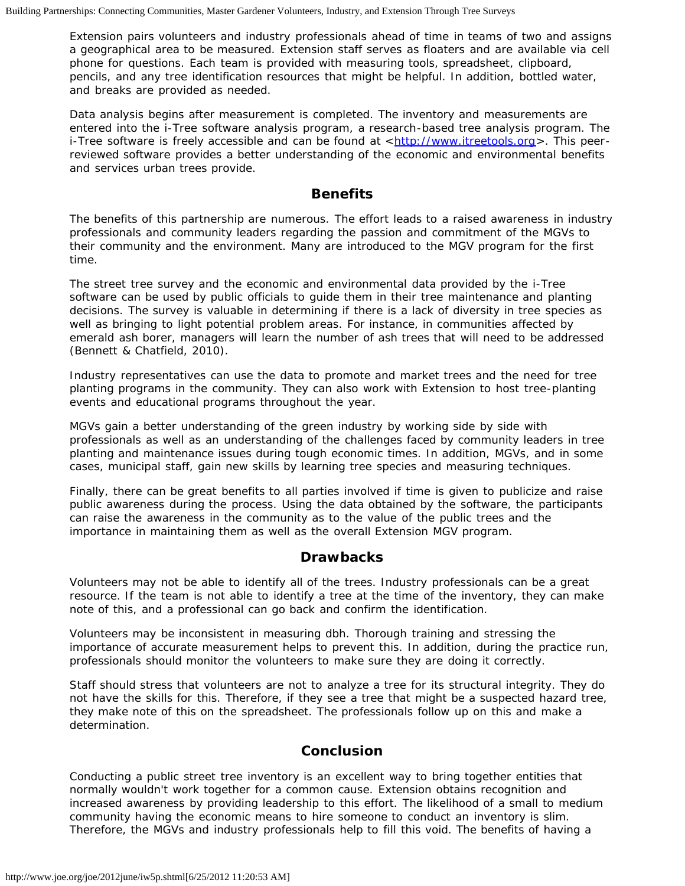Extension pairs volunteers and industry professionals ahead of time in teams of two and assigns a geographical area to be measured. Extension staff serves as floaters and are available via cell phone for questions. Each team is provided with measuring tools, spreadsheet, clipboard, pencils, and any tree identification resources that might be helpful. In addition, bottled water, and breaks are provided as needed.

Data analysis begins after measurement is completed. The inventory and measurements are entered into the i-Tree software analysis program, a research-based tree analysis program. The i-Tree software is freely accessible and can be found at <http://www.itreetools.org>. This peer-reviewed software provides a better understanding of the economic and environmental benefits and services urban trees provide.

## Benefits

The benefits of this partnership are numerous. The effort leads to a raised awareness in industry professionals and community leaders regarding the passion and commitment of the MGVs to their community and the environment. Many are introduced to the MGV program for the first time.

The street tree survey and the economic and environmental data provided by the i-Tree software can be used by public officials to guide them in their tree maintenance and planting decisions. The survey is valuable in determining if there is a lack of diversity in tree species as well as bringing to light potential problem areas. For instance, in communities affected by emerald ash borer, managers will learn the number of ash trees that will need to be addressed (Bennett & Chatfield, 2010).

Industry representatives can use the data to promote and market trees and the need for tree planting programs in the community. They can also work with Extension to host tree-planting events and educational programs throughout the year.

MGVs gain a better understanding of the green industry by working side by side with professionals as well as an understanding of the challenges faced by community leaders in tree planting and maintenance issues during tough economic times. In addition, MGVs, and in some cases, municipal staff, gain new skills by learning tree species and measuring techniques.

Finally, there can be great benefits to all parties involved if time is given to publicize and raise public awareness during the process. Using the data obtained by the software, the participants can raise the awareness in the community as to the value of the public trees and the importance in maintaining them as well as the overall Extension MGV program.

## Drawbacks

Volunteers may not be able to identify all of the trees. Industry professionals can be a great resource. If the team is not able to identify a tree at the time of the inventory, they can make note of this, and a professional can go back and confirm the identification.

Volunteers may be inconsistent in measuring dbh. Thorough training and stressing the importance of accurate measurement helps to prevent this. In addition, during the practice run, professionals should monitor the volunteers to make sure they are doing it correctly.

Staff should stress that volunteers are not to analyze a tree for its structural integrity. They do not have the skills for this. Therefore, if they see a tree that might be a suspected hazard tree, they make note of this on the spreadsheet. The professionals follow up on this and make a determination.

## Conclusion

Conducting a public street tree inventory is an excellent way to bring together entities that normally wouldn't work together for a common cause. Extension obtains recognition and increased awareness by providing leadership to this effort. The likelihood of a small to medium community having the economic means to hire someone to conduct an inventory is slim. Therefore, the MGVs and industry professionals help to fill this void. The benefits of having a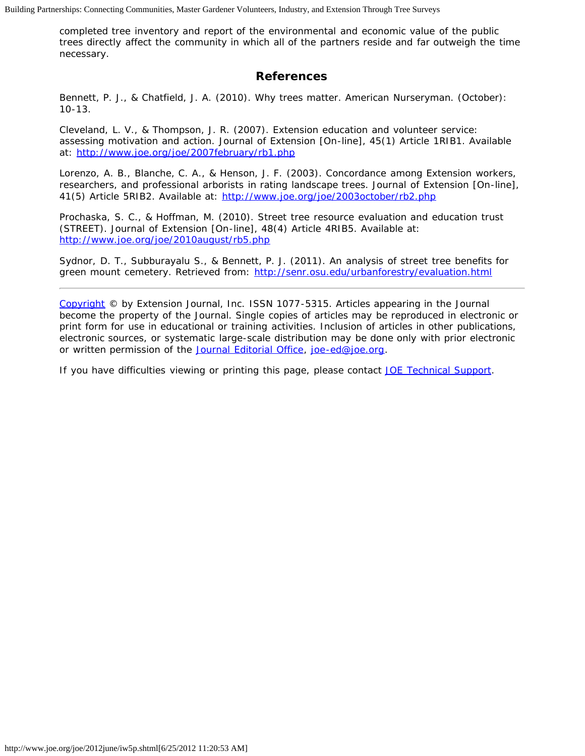completed tree inventory and report of the environmental and economic value of the public trees directly affect the community in which all of the partners reside and far outweigh the time necessary.

## References

Bennett, P. J., & Chatfield, J. A. (2010). Why trees matter. American Nurseryman. (October): 10-13.

Cleveland, L. V., & Thompson, J. R. (2007). Extension education and volunteer service: assessing motivation and action. Journal of Extension [On-line], 45(1) Article 1RIB1. Available at: http://www.joe.org/joe/2007february/rb1.php

Lorenzo, A. B., Blanche, C. A., & Henson, J. F. (2003). Concordance among Extension workers, researchers, and professional arborists in rating landscape trees. Journal of Extension [On-line], 41(5) Article 5RIB2. Available at: http://www.joe.org/joe/2003october/rb2.php

Prochaska, S. C., & Hoffman, M. (2010). Street tree resource evaluation and education trust (STREET). Journal of Extension [On-line], 48(4) Article 4RIB5. Available at: http://www.joe.org/joe/2010august/rb5.php

Sydnor, D. T., Subburayalu S., & Bennett, P. J. (2011). An analysis of street tree benefits for green mount cemetery. Retrieved from: http://senr.osu.edu/urbanforestry/evaluation.html

---

Copyright © by Extension Journal, Inc. ISSN 1077-5315. Articles appearing in the Journal become the property of the Journal. Single copies of articles may be reproduced in electronic or print form for use in educational or training activities. Inclusion of articles in other publications, electronic sources, or systematic large-scale distribution may be done only with prior electronic or written permission of the Journal Editorial Office, joe-ed@joe.org.

If you have difficulties viewing or printing this page, please contact JOE Technical Support.